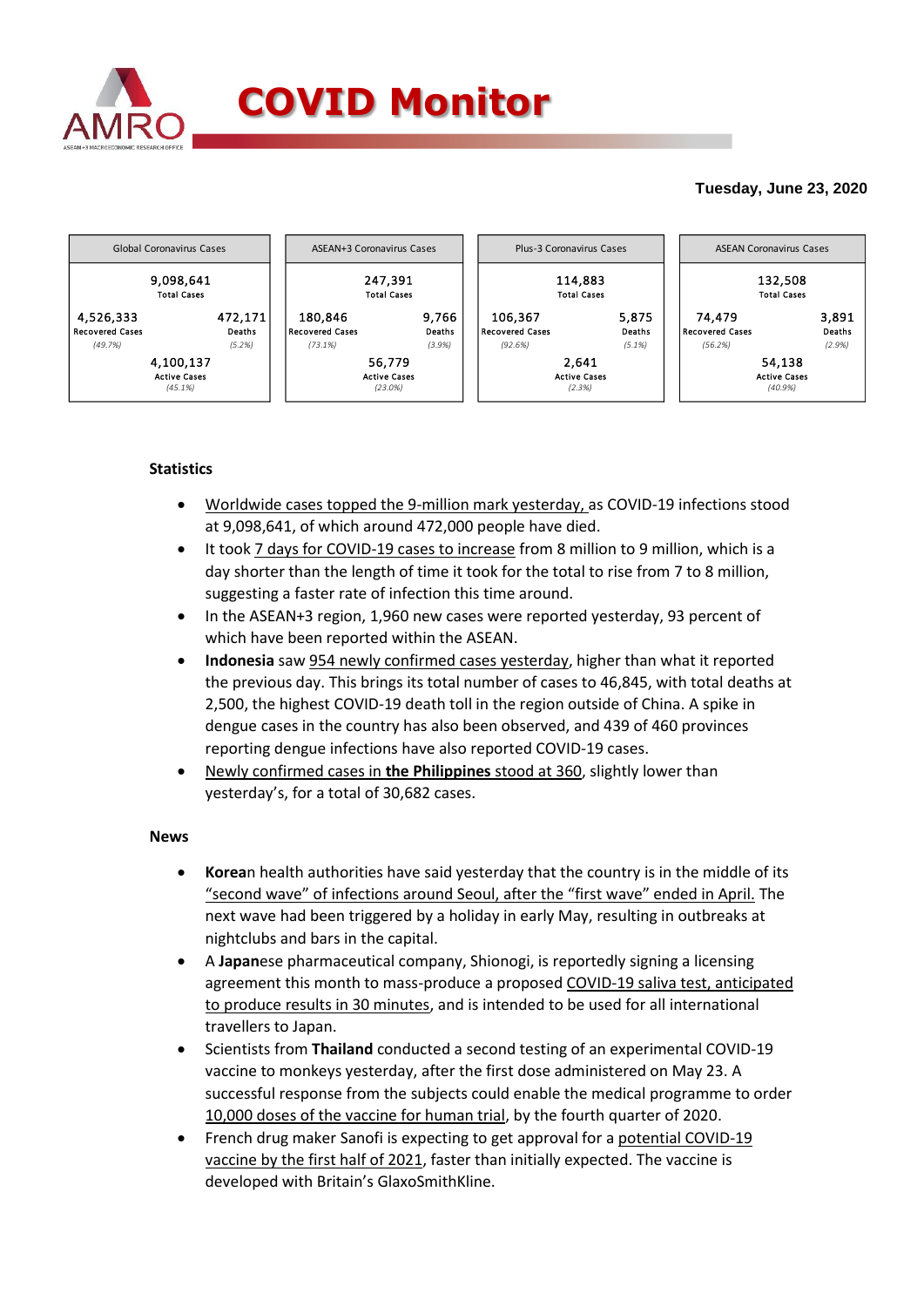# COVID Monitor

**Tuesday, June 23, 2020**

| Global Coronavirus Cases | ASEAN+3 Coronavirus Cases | Plus-3 Coronavirus Cases | ASEAN Coronavirus Cases |
|---|---|---|---|
| 9,098,641 Total Cases | 247,391 Total Cases | 114,883 Total Cases | 132,508 Total Cases |
| 4,526,333 Recovered Cases (49.7%) | 180,846 Recovered Cases (73.1%) | 106,367 Recovered Cases (92.6%) | 74,479 Recovered Cases (56.2%) |
| 472,171 Deaths (5.2%) | 9,766 Deaths (3.9%) | 5,875 Deaths (5.1%) | 3,891 Deaths (2.9%) |
| 4,100,137 Active Cases (45.1%) | 56,779 Active Cases (23.0%) | 2,641 Active Cases (2.3%) | 54,138 Active Cases (40.9%) |

### Statistics

- Worldwide cases topped the 9-million mark yesterday, as COVID-19 infections stood at 9,098,641, of which around 472,000 people have died.
- It took 7 days for COVID-19 cases to increase from 8 million to 9 million, which is a day shorter than the length of time it took for the total to rise from 7 to 8 million, suggesting a faster rate of infection this time around.
- In the ASEAN+3 region, 1,960 new cases were reported yesterday, 93 percent of which have been reported within the ASEAN.
- **Indonesia** saw 954 newly confirmed cases yesterday, higher than what it reported the previous day. This brings its total number of cases to 46,845, with total deaths at 2,500, the highest COVID-19 death toll in the region outside of China. A spike in dengue cases in the country has also been observed, and 439 of 460 provinces reporting dengue infections have also reported COVID-19 cases.
- Newly confirmed cases in **the Philippines** stood at 360, slightly lower than yesterday's, for a total of 30,682 cases.

### News

- **Korea**n health authorities have said yesterday that the country is in the middle of its "second wave" of infections around Seoul, after the "first wave" ended in April. The next wave had been triggered by a holiday in early May, resulting in outbreaks at nightclubs and bars in the capital.
- A **Japan**ese pharmaceutical company, Shionogi, is reportedly signing a licensing agreement this month to mass-produce a proposed COVID-19 saliva test, anticipated to produce results in 30 minutes, and is intended to be used for all international travellers to Japan.
- Scientists from **Thailand** conducted a second testing of an experimental COVID-19 vaccine to monkeys yesterday, after the first dose administered on May 23. A successful response from the subjects could enable the medical programme to order 10,000 doses of the vaccine for human trial, by the fourth quarter of 2020.
- French drug maker Sanofi is expecting to get approval for a potential COVID-19 vaccine by the first half of 2021, faster than initially expected. The vaccine is developed with Britain's GlaxoSmithKline.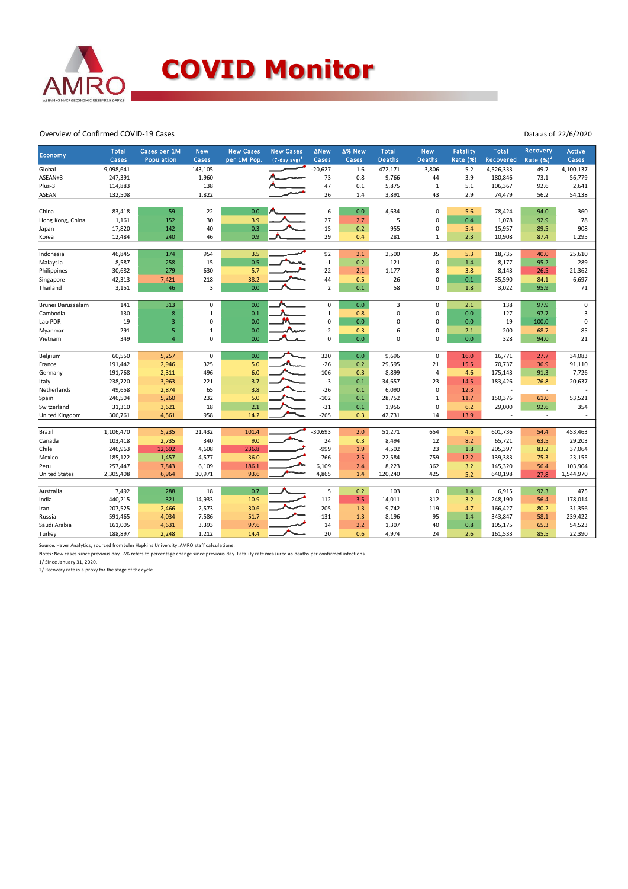# COVID Monitor

Overview of Confirmed COVID-19 Cases

Data as of 22/6/2020

| Economy | Total Cases | Cases per 1M Population | New Cases | New Cases per 1M Pop. | New Cases (7-day avg)[1] | ΔNew Cases | Δ% New Cases | Total Deaths | New Deaths | Fatality Rate (%) | Total Recovered | Recovery Rate (%)[2] | Active Cases |
|---|---|---|---|---|---|---|---|---|---|---|---|---|---|
| Global | 9,098,641 | | 143,105 | | | -20,627 | 1.6 | 472,171 | 3,806 | 5.2 | 4,526,333 | 49.7 | 4,100,137 |
| ASEAN+3 | 247,391 | | 1,960 | | | 73 | 0.8 | 9,766 | 44 | 3.9 | 180,846 | 73.1 | 56,779 |
| Plus-3 | 114,883 | | 138 | | | 47 | 0.1 | 5,875 | 1 | 5.1 | 106,367 | 92.6 | 2,641 |
| ASEAN | 132,508 | | 1,822 | | | 26 | 1.4 | 3,891 | 43 | 2.9 | 74,479 | 56.2 | 54,138 |
| | | | | | | | | | | | | | |
| China | 83,418 | 59 | 22 | 0.0 | | 6 | 0.0 | 4,634 | 0 | 5.6 | 78,424 | 94.0 | 360 |
| Hong Kong, China | 1,161 | 152 | 30 | 3.9 | | 27 | 2.7 | 5 | 0 | 0.4 | 1,078 | 92.9 | 78 |
| Japan | 17,820 | 142 | 40 | 0.3 | | -15 | 0.2 | 955 | 0 | 5.4 | 15,957 | 89.5 | 908 |
| Korea | 12,484 | 240 | 46 | 0.9 | | 29 | 0.4 | 281 | 1 | 2.3 | 10,908 | 87.4 | 1,295 |
| | | | | | | | | | | | | | |
| Indonesia | 46,845 | 174 | 954 | 3.5 | | 92 | 2.1 | 2,500 | 35 | 5.3 | 18,735 | 40.0 | 25,610 |
| Malaysia | 8,587 | 258 | 15 | 0.5 | | -1 | 0.2 | 121 | 0 | 1.4 | 8,177 | 95.2 | 289 |
| Philippines | 30,682 | 279 | 630 | 5.7 | | -22 | 2.1 | 1,177 | 8 | 3.8 | 8,143 | 26.5 | 21,362 |
| Singapore | 42,313 | 7,421 | 218 | 38.2 | | -44 | 0.5 | 26 | 0 | 0.1 | 35,590 | 84.1 | 6,697 |
| Thailand | 3,151 | 46 | 3 | 0.0 | | 2 | 0.1 | 58 | 0 | 1.8 | 3,022 | 95.9 | 71 |
| | | | | | | | | | | | | | |
| Brunei Darussalam | 141 | 313 | 0 | 0.0 | | 0 | 0.0 | 3 | 0 | 2.1 | 138 | 97.9 | 0 |
| Cambodia | 130 | 8 | 1 | 0.1 | | 1 | 0.8 | 0 | 0 | 0.0 | 127 | 97.7 | 3 |
| Lao PDR | 19 | 3 | 0 | 0.0 | | 0 | 0.0 | 0 | 0 | 0.0 | 19 | 100.0 | 0 |
| Myanmar | 291 | 5 | 1 | 0.0 | | -2 | 0.3 | 6 | 0 | 2.1 | 200 | 68.7 | 85 |
| Vietnam | 349 | 4 | 0 | 0.0 | | 0 | 0.0 | 0 | 0 | 0.0 | 328 | 94.0 | 21 |
| | | | | | | | | | | | | | |
| Belgium | 60,550 | 5,257 | 0 | 0.0 | | 320 | 0.0 | 9,696 | 0 | 16.0 | 16,771 | 27.7 | 34,083 |
| France | 191,442 | 2,946 | 325 | 5.0 | | -26 | 0.2 | 29,595 | 21 | 15.5 | 70,737 | 36.9 | 91,110 |
| Germany | 191,768 | 2,311 | 496 | 6.0 | | -106 | 0.3 | 8,899 | 4 | 4.6 | 175,143 | 91.3 | 7,726 |
| Italy | 238,720 | 3,963 | 221 | 3.7 | | -3 | 0.1 | 34,657 | 23 | 14.5 | 183,426 | 76.8 | 20,637 |
| Netherlands | 49,658 | 2,874 | 65 | 3.8 | | -26 | 0.1 | 6,090 | 0 | 12.3 | - | - | - |
| Spain | 246,504 | 5,260 | 232 | 5.0 | | -102 | 0.1 | 28,752 | 1 | 11.7 | 150,376 | 61.0 | 53,521 |
| Switzerland | 31,310 | 3,621 | 18 | 2.1 | | -31 | 0.1 | 1,956 | 0 | 6.2 | 29,000 | 92.6 | 354 |
| United Kingdom | 306,761 | 4,561 | 958 | 14.2 | | -265 | 0.3 | 42,731 | 14 | 13.9 | - | - | - |
| | | | | | | | | | | | | | |
| Brazil | 1,106,470 | 5,235 | 21,432 | 101.4 | | -30,693 | 2.0 | 51,271 | 654 | 4.6 | 601,736 | 54.4 | 453,463 |
| Canada | 103,418 | 2,735 | 340 | 9.0 | | 24 | 0.3 | 8,494 | 12 | 8.2 | 65,721 | 63.5 | 29,203 |
| Chile | 246,963 | 12,692 | 4,608 | 236.8 | | -999 | 1.9 | 4,502 | 23 | 1.8 | 205,397 | 83.2 | 37,064 |
| Mexico | 185,122 | 1,457 | 4,577 | 36.0 | | -766 | 2.5 | 22,584 | 759 | 12.2 | 139,383 | 75.3 | 23,155 |
| Peru | 257,447 | 7,843 | 6,109 | 186.1 | | 6,109 | 2.4 | 8,223 | 362 | 3.2 | 145,320 | 56.4 | 103,904 |
| United States | 2,305,408 | 6,964 | 30,971 | 93.6 | | 4,865 | 1.4 | 120,240 | 425 | 5.2 | 640,198 | 27.8 | 1,544,970 |
| | | | | | | | | | | | | | |
| Australia | 7,492 | 288 | 18 | 0.7 | | 5 | 0.2 | 103 | 0 | 1.4 | 6,915 | 92.3 | 475 |
| India | 440,215 | 321 | 14,933 | 10.9 | | 112 | 3.5 | 14,011 | 312 | 3.2 | 248,190 | 56.4 | 178,014 |
| Iran | 207,525 | 2,466 | 2,573 | 30.6 | | 205 | 1.3 | 9,742 | 119 | 4.7 | 166,427 | 80.2 | 31,356 |
| Russia | 591,465 | 4,034 | 7,586 | 51.7 | | -131 | 1.3 | 8,196 | 95 | 1.4 | 343,847 | 58.1 | 239,422 |
| Saudi Arabia | 161,005 | 4,631 | 3,393 | 97.6 | | 14 | 2.2 | 1,307 | 40 | 0.8 | 105,175 | 65.3 | 54,523 |
| Turkey | 188,897 | 2,248 | 1,212 | 14.4 | | 20 | 0.6 | 4,974 | 24 | 2.6 | 161,533 | 85.5 | 22,390 |

Source: Haver Analytics, sourced from John Hopkins University; AMRO staff calculations.

Notes: New cases since previous day. Δ% refers to percentage change since previous day. Fatality rate measured as deaths per confirmed infections.

1/ Since January 31, 2020.

2/ Recovery rate is a proxy for the stage of the cycle.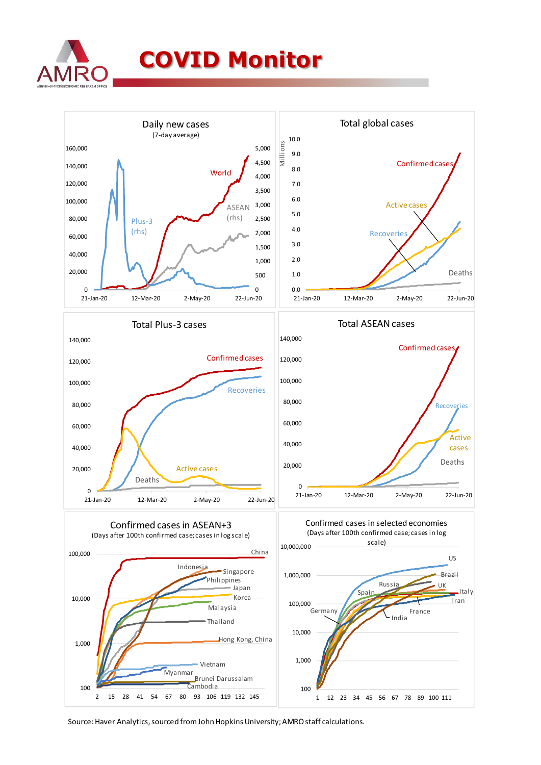# COVID Monitor

AMRO
ASEAN+3 MACROECONOMIC RESEARCH OFFICE

## Daily new cases

(7-day average)

160,000
140,000
120,000
100,000
80,000
60,000
40,000
20,000
0

5,000
4,500
4,000
3,500
3,000
2,500
2,000
1,500
1,000
500
0

World
ASEAN (rhs)
Plus-3 (rhs)

21-Jan-20 12-Mar-20 2-May-20 22-Jun-20

## Total global cases

Millions

10.0
9.0
8.0
7.0
6.0
5.0
4.0
3.0
2.0
1.0
0.0

Confirmed cases
Active cases
Recoveries
Deaths

21-Jan-20 12-Mar-20 2-May-20 22-Jun-20

## Total Plus-3 cases

140,000
120,000
100,000
80,000
60,000
40,000
20,000
0

Confirmed cases
Recoveries
Active cases
Deaths

21-Jan-20 12-Mar-20 2-May-20 22-Jun-20

## Total ASEAN cases

140,000
120,000
100,000
80,000
60,000
40,000
20,000
0

Confirmed cases
Recoveries
Active cases
Deaths

21-Jan-20 12-Mar-20 2-May-20 22-Jun-20

## Confirmed cases in ASEAN+3

(Days after 100th confirmed case; cases in log scale)

100,000
10,000
1,000
100

China
Indonesia
Singapore
Philippines
Japan
Korea
Malaysia
Thailand
Hong Kong, China
Vietnam
Myanmar
Brunei Darussalam
Cambodia

2 15 28 41 54 67 80 93 106 119 132 145

## Confirmed cases in selected economies

(Days after 100th confirmed case; cases in log scale)

10,000,000
1,000,000
100,000
10,000
1,000
100

US
Brazil
Russia
UK
Spain
Italy
Iran
Germany
France
India

1 12 23 34 45 56 67 78 89 100 111

Source: Haver Analytics, sourced from John Hopkins University; AMRO staff calculations.